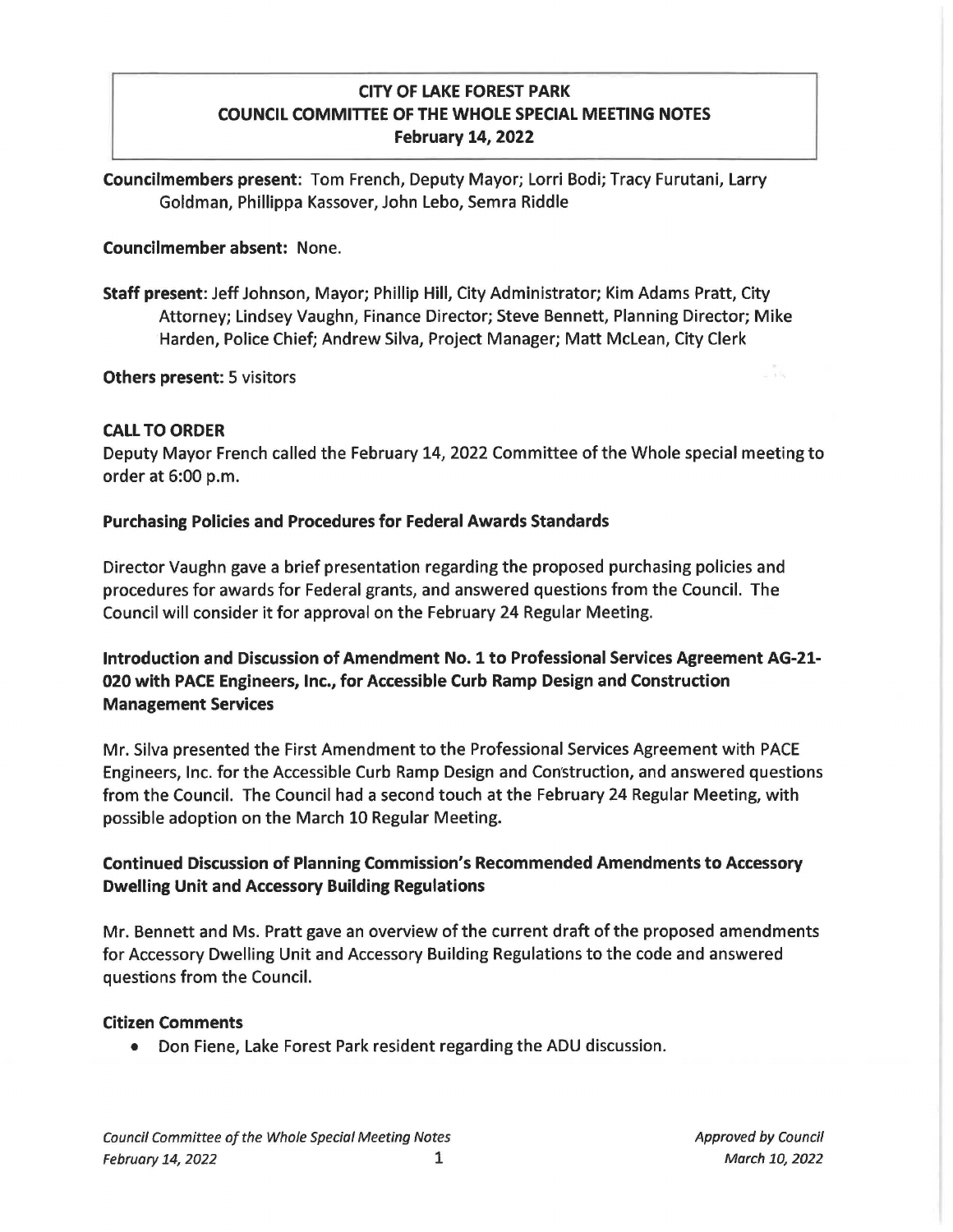**CITY OF LAKE FOREST PARK**
**COUNCIL COMMITTEE OF THE WHOLE SPECIAL MEETING NOTES**
**February 14, 2022**

**Councilmembers present:** Tom French, Deputy Mayor; Lorri Bodi; Tracy Furutani, Larry Goldman, Phillippa Kassover, John Lebo, Semra Riddle

**Councilmember absent:** None.

**Staff present:** Jeff Johnson, Mayor; Phillip Hill, City Administrator; Kim Adams Pratt, City Attorney; Lindsey Vaughn, Finance Director; Steve Bennett, Planning Director; Mike Harden, Police Chief; Andrew Silva, Project Manager; Matt McLean, City Clerk

**Others present:** 5 visitors

**CALL TO ORDER**

Deputy Mayor French called the February 14, 2022 Committee of the Whole special meeting to order at 6:00 p.m.

**Purchasing Policies and Procedures for Federal Awards Standards**

Director Vaughn gave a brief presentation regarding the proposed purchasing policies and procedures for awards for Federal grants, and answered questions from the Council. The Council will consider it for approval on the February 24 Regular Meeting.

**Introduction and Discussion of Amendment No. 1 to Professional Services Agreement AG-21-020 with PACE Engineers, Inc., for Accessible Curb Ramp Design and Construction Management Services**

Mr. Silva presented the First Amendment to the Professional Services Agreement with PACE Engineers, Inc. for the Accessible Curb Ramp Design and Construction, and answered questions from the Council. The Council had a second touch at the February 24 Regular Meeting, with possible adoption on the March 10 Regular Meeting.

**Continued Discussion of Planning Commission's Recommended Amendments to Accessory Dwelling Unit and Accessory Building Regulations**

Mr. Bennett and Ms. Pratt gave an overview of the current draft of the proposed amendments for Accessory Dwelling Unit and Accessory Building Regulations to the code and answered questions from the Council.

**Citizen Comments**

- Don Fiene, Lake Forest Park resident regarding the ADU discussion.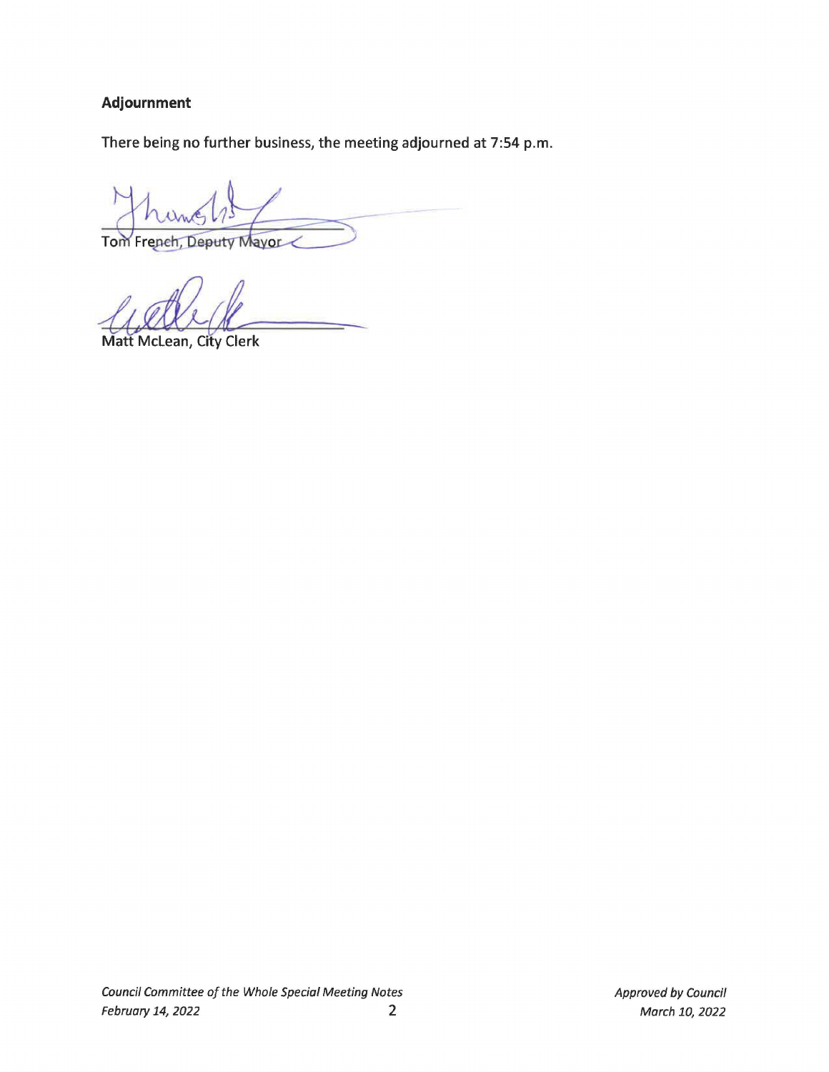## Adjournment

There being no further business, the meeting adjourned at 7:54 p.m.

Tom French, Deputy Mayor

Matt McLean, City Clerk

*Council Committee of the Whole Special Meeting Notes*
*February 14, 2022*

*Approved by Council*
*March 10, 2022*